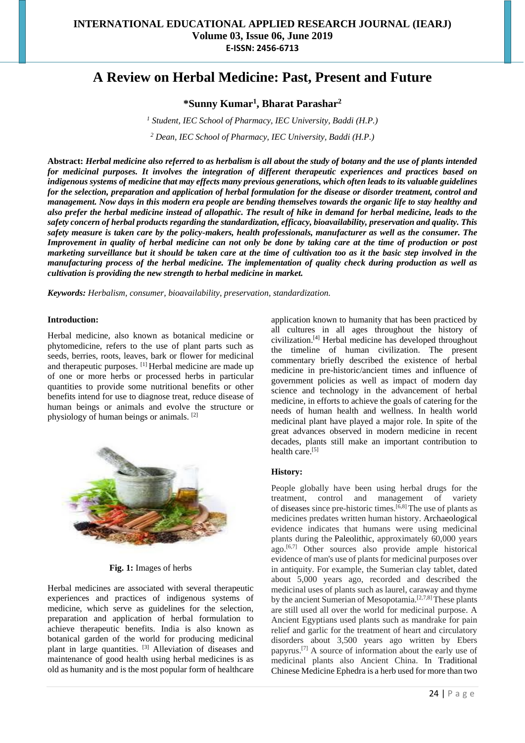# A Review on Herbal Medicine: Past, Present and Future

**\*Sunny Kumar[1], Bharat Parashar[2]**

[1] *Student, IEC School of Pharmacy, IEC University, Baddi (H.P.)*

[2] *Dean, IEC School of Pharmacy, IEC University, Baddi (H.P.)*

**Abstract:** ***Herbal medicine also referred to as herbalism is all about the study of botany and the use of plants intended for medicinal purposes. It involves the integration of different therapeutic experiences and practices based on indigenous systems of medicine that may effects many previous generations, which often leads to its valuable guidelines for the selection, preparation and application of herbal formulation for the disease or disorder treatment, control and management. Now days in this modern era people are bending themselves towards the organic life to stay healthy and also prefer the herbal medicine instead of allopathic. The result of hike in demand for herbal medicine, leads to the safety concern of herbal products regarding the standardization, efficacy, bioavailability, preservation and quality. This safety measure is taken care by the policy-makers, health professionals, manufacturer as well as the consumer. The Improvement in quality of herbal medicine can not only be done by taking care at the time of production or post marketing surveillance but it should be taken care at the time of cultivation too as it the basic step involved in the manufacturing process of the herbal medicine. The implementation of quality check during production as well as cultivation is providing the new strength to herbal medicine in market.***

***Keywords:*** *Herbalism, consumer, bioavailability, preservation, standardization.*

**Introduction:**

Herbal medicine, also known as botanical medicine or phytomedicine, refers to the use of plant parts such as seeds, berries, roots, leaves, bark or flower for medicinal and therapeutic purposes. [1] Herbal medicine are made up of one or more herbs or processed herbs in particular quantities to provide some nutritional benefits or other benefits intend for use to diagnose treat, reduce disease of human beings or animals and evolve the structure or physiology of human beings or animals. [2]

**Fig. 1:** Images of herbs

Herbal medicines are associated with several therapeutic experiences and practices of indigenous systems of medicine, which serve as guidelines for the selection, preparation and application of herbal formulation to achieve therapeutic benefits. India is also known as botanical garden of the world for producing medicinal plant in large quantities. [3] Alleviation of diseases and maintenance of good health using herbal medicines is as old as humanity and is the most popular form of healthcare application known to humanity that has been practiced by all cultures in all ages throughout the history of civilization.[4] Herbal medicine has developed throughout the timeline of human civilization. The present commentary briefly described the existence of herbal medicine in pre-historic/ancient times and influence of government policies as well as impact of modern day science and technology in the advancement of herbal medicine, in efforts to achieve the goals of catering for the needs of human health and wellness. In health world medicinal plant have played a major role. In spite of the great advances observed in modern medicine in recent decades, plants still make an important contribution to health care.[5]

**History:**

People globally have been using herbal drugs for the treatment, control and management of variety of diseases since pre-historic times.[6,8] The use of plants as medicines predates written human history. Archaeological evidence indicates that humans were using medicinal plants during the Paleolithic, approximately 60,000 years ago.[6,7] Other sources also provide ample historical evidence of man's use of plants for medicinal purposes over in antiquity. For example, the Sumerian clay tablet, dated about 5,000 years ago, recorded and described the medicinal uses of plants such as laurel, caraway and thyme by the ancient Sumerian of Mesopotamia.[2,7,8] These plants are still used all over the world for medicinal purpose. A Ancient Egyptians used plants such as mandrake for pain relief and garlic for the treatment of heart and circulatory disorders about 3,500 years ago written by Ebers papyrus.[7] A source of information about the early use of medicinal plants also Ancient China. In Traditional Chinese Medicine Ephedra is a herb used for more than two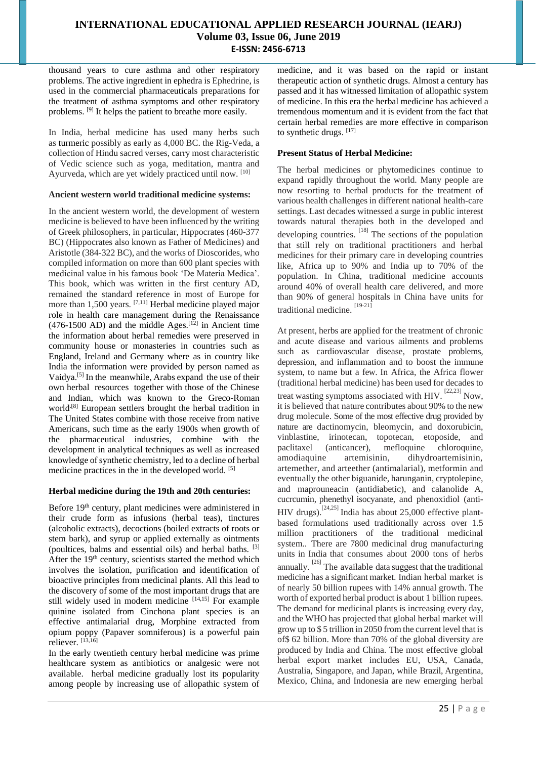thousand years to cure asthma and other respiratory problems. The active ingredient in ephedra is Ephedrine, is used in the commercial pharmaceuticals preparations for the treatment of asthma symptoms and other respiratory problems. [9] It helps the patient to breathe more easily.

In India, herbal medicine has used many herbs such as turmeric possibly as early as 4,000 BC. the Rig-Veda, a collection of Hindu sacred verses, carry most characteristic of Vedic science such as yoga, meditation, mantra and Ayurveda, which are yet widely practiced until now. [10]

**Ancient western world traditional medicine systems:**

In the ancient western world, the development of western medicine is believed to have been influenced by the writing of Greek philosophers, in particular, Hippocrates (460-377 BC) (Hippocrates also known as Father of Medicines) and Aristotle (384-322 BC), and the works of Dioscorides, who compiled information on more than 600 plant species with medicinal value in his famous book 'De Materia Medica'. This book, which was written in the first century AD, remained the standard reference in most of Europe for more than 1,500 years. [7,11] Herbal medicine played major role in health care management during the Renaissance (476-1500 AD) and the middle Ages.[12] in Ancient time the information about herbal remedies were preserved in community house or monasteries in countries such as England, Ireland and Germany where as in country like India the information were provided by person named as Vaidya.[5] In the meanwhile, Arabs expand the use of their own herbal resources together with those of the Chinese and Indian, which was known to the Greco-Roman world.[8] European settlers brought the herbal tradition in The United States combine with those receive from native Americans, such time as the early 1900s when growth of the pharmaceutical industries, combine with the development in analytical techniques as well as increased knowledge of synthetic chemistry, led to a decline of herbal medicine practices in the in the developed world. [5]

**Herbal medicine during the 19th and 20th centuries:**

Before 19th century, plant medicines were administered in their crude form as infusions (herbal teas), tinctures (alcoholic extracts), decoctions (boiled extracts of roots or stem bark), and syrup or applied externally as ointments (poultices, balms and essential oils) and herbal baths. [3] After the 19th century, scientists started the method which involves the isolation, purification and identification of bioactive principles from medicinal plants. All this lead to the discovery of some of the most important drugs that are still widely used in modern medicine [14,15] For example quinine isolated from Cinchona plant species is an effective antimalarial drug, Morphine extracted from opium poppy (Papaver somniferous) is a powerful pain reliever. [13,16]

In the early twentieth century herbal medicine was prime healthcare system as antibiotics or analgesic were not available. herbal medicine gradually lost its popularity among people by increasing use of allopathic system of medicine, and it was based on the rapid or instant therapeutic action of synthetic drugs. Almost a century has passed and it has witnessed limitation of allopathic system of medicine. In this era the herbal medicine has achieved a tremendous momentum and it is evident from the fact that certain herbal remedies are more effective in comparison to synthetic drugs. [17]

**Present Status of Herbal Medicine:**

The herbal medicines or phytomedicines continue to expand rapidly throughout the world. Many people are now resorting to herbal products for the treatment of various health challenges in different national health-care settings. Last decades witnessed a surge in public interest towards natural therapies both in the developed and developing countries. [18] The sections of the population that still rely on traditional practitioners and herbal medicines for their primary care in developing countries like, Africa up to 90% and India up to 70% of the population. In China, traditional medicine accounts around 40% of overall health care delivered, and more than 90% of general hospitals in China have units for traditional medicine. [19-21]

At present, herbs are applied for the treatment of chronic and acute disease and various ailments and problems such as cardiovascular disease, prostate problems, depression, and inflammation and to boost the immune system, to name but a few. In Africa, the Africa flower (traditional herbal medicine) has been used for decades to treat wasting symptoms associated with HIV. [22,23] Now, it is believed that nature contributes about 90% to the new drug molecule. Some of the most effective drug provided by nature are dactinomycin, bleomycin, and doxorubicin, vinblastine, irinotecan, topotecan, etoposide, and paclitaxel (anticancer), mefloquine chloroquine, amodiaquine artemisinin, dihydroartemisinin, artemether, and arteether (antimalarial), metformin and eventually the other biguanide, harunganin, cryptolepine, and maprouneacin (antidiabetic), and calanolide A, cucrcumin, phenethyl isocyanate, and phenoxidiol (anti-HIV drugs).[24,25] India has about 25,000 effective plant-based formulations used traditionally across over 1.5 million practitioners of the traditional medicinal system.. There are 7800 medicinal drug manufacturing units in India that consumes about 2000 tons of herbs annually. [26] The available data suggest that the traditional medicine has a significant market. Indian herbal market is of nearly 50 billion rupees with 14% annual growth. The worth of exported herbal product is about 1 billion rupees. The demand for medicinal plants is increasing every day, and the WHO has projected that global herbal market will grow up to $ 5 trillion in 2050 from the current level that is of$ 62 billion. More than 70% of the global diversity are produced by India and China. The most effective global herbal export market includes EU, USA, Canada, Australia, Singapore, and Japan, while Brazil, Argentina, Mexico, China, and Indonesia are new emerging herbal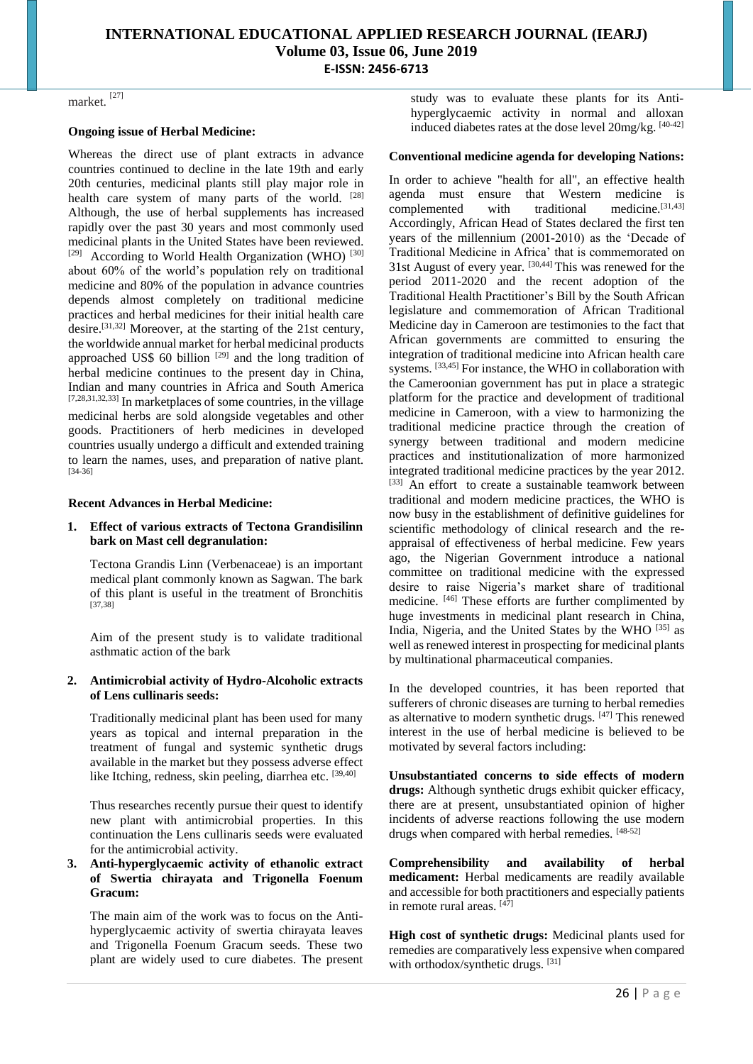market. [27]

**Ongoing issue of Herbal Medicine:**

Whereas the direct use of plant extracts in advance countries continued to decline in the late 19th and early 20th centuries, medicinal plants still play major role in health care system of many parts of the world. [28] Although, the use of herbal supplements has increased rapidly over the past 30 years and most commonly used medicinal plants in the United States have been reviewed. [29] According to World Health Organization (WHO) [30] about 60% of the world's population rely on traditional medicine and 80% of the population in advance countries depends almost completely on traditional medicine practices and herbal medicines for their initial health care desire.[31,32] Moreover, at the starting of the 21st century, the worldwide annual market for herbal medicinal products approached US$ 60 billion [29] and the long tradition of herbal medicine continues to the present day in China, Indian and many countries in Africa and South America [7,28,31,32,33] In marketplaces of some countries, in the village medicinal herbs are sold alongside vegetables and other goods. Practitioners of herb medicines in developed countries usually undergo a difficult and extended training to learn the names, uses, and preparation of native plant. [34-36]

**Recent Advances in Herbal Medicine:**

1. **Effect of various extracts of Tectona Grandisilinn bark on Mast cell degranulation:**

   Tectona Grandis Linn (Verbenaceae) is an important medical plant commonly known as Sagwan. The bark of this plant is useful in the treatment of Bronchitis [37,38]

   Aim of the present study is to validate traditional asthmatic action of the bark

2. **Antimicrobial activity of Hydro-Alcoholic extracts of Lens cullinaris seeds:**

   Traditionally medicinal plant has been used for many years as topical and internal preparation in the treatment of fungal and systemic synthetic drugs available in the market but they possess adverse effect like Itching, redness, skin peeling, diarrhea etc. [39,40]

   Thus researches recently pursue their quest to identify new plant with antimicrobial properties. In this continuation the Lens cullinaris seeds were evaluated for the antimicrobial activity.

3. **Anti-hyperglycaemic activity of ethanolic extract of Swertia chirayata and Trigonella Foenum Gracum:**

   The main aim of the work was to focus on the Anti-hyperglycaemic activity of swertia chirayata leaves and Trigonella Foenum Gracum seeds. These two plant are widely used to cure diabetes. The present study was to evaluate these plants for its Anti-hyperglycaemic activity in normal and alloxan induced diabetes rates at the dose level 20mg/kg. [40-42]

**Conventional medicine agenda for developing Nations:**

In order to achieve "health for all", an effective health agenda must ensure that Western medicine is complemented with traditional medicine.[31,43] Accordingly, African Head of States declared the first ten years of the millennium (2001-2010) as the 'Decade of Traditional Medicine in Africa' that is commemorated on 31st August of every year. [30,44] This was renewed for the period 2011-2020 and the recent adoption of the Traditional Health Practitioner's Bill by the South African legislature and commemoration of African Traditional Medicine day in Cameroon are testimonies to the fact that African governments are committed to ensuring the integration of traditional medicine into African health care systems. [33,45] For instance, the WHO in collaboration with the Cameroonian government has put in place a strategic platform for the practice and development of traditional medicine in Cameroon, with a view to harmonizing the traditional medicine practice through the creation of synergy between traditional and modern medicine practices and institutionalization of more harmonized integrated traditional medicine practices by the year 2012. [33] An effort to create a sustainable teamwork between traditional and modern medicine practices, the WHO is now busy in the establishment of definitive guidelines for scientific methodology of clinical research and the re-appraisal of effectiveness of herbal medicine. Few years ago, the Nigerian Government introduce a national committee on traditional medicine with the expressed desire to raise Nigeria's market share of traditional medicine. [46] These efforts are further complimented by huge investments in medicinal plant research in China, India, Nigeria, and the United States by the WHO [35] as well as renewed interest in prospecting for medicinal plants by multinational pharmaceutical companies.

In the developed countries, it has been reported that sufferers of chronic diseases are turning to herbal remedies as alternative to modern synthetic drugs. [47] This renewed interest in the use of herbal medicine is believed to be motivated by several factors including:

**Unsubstantiated concerns to side effects of modern drugs:** Although synthetic drugs exhibit quicker efficacy, there are at present, unsubstantiated opinion of higher incidents of adverse reactions following the use modern drugs when compared with herbal remedies. [48-52]

**Comprehensibility and availability of herbal medicament:** Herbal medicaments are readily available and accessible for both practitioners and especially patients in remote rural areas. [47]

**High cost of synthetic drugs:** Medicinal plants used for remedies are comparatively less expensive when compared with orthodox/synthetic drugs. [31]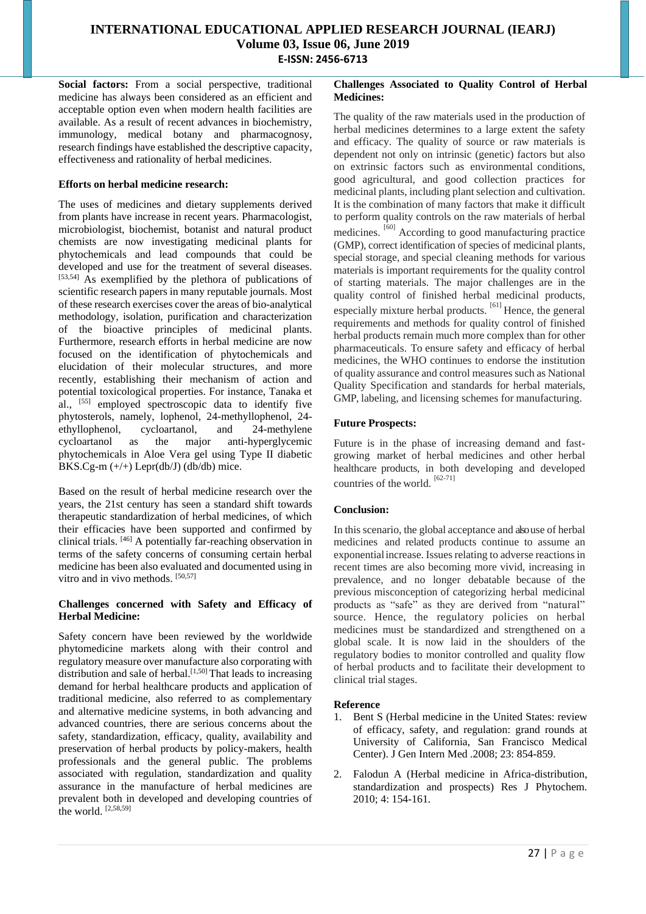**Social factors:** From a social perspective, traditional medicine has always been considered as an efficient and acceptable option even when modern health facilities are available. As a result of recent advances in biochemistry, immunology, medical botany and pharmacognosy, research findings have established the descriptive capacity, effectiveness and rationality of herbal medicines.

**Efforts on herbal medicine research:**

The uses of medicines and dietary supplements derived from plants have increase in recent years. Pharmacologist, microbiologist, biochemist, botanist and natural product chemists are now investigating medicinal plants for phytochemicals and lead compounds that could be developed and use for the treatment of several diseases. [53,54] As exemplified by the plethora of publications of scientific research papers in many reputable journals. Most of these research exercises cover the areas of bio-analytical methodology, isolation, purification and characterization of the bioactive principles of medicinal plants. Furthermore, research efforts in herbal medicine are now focused on the identification of phytochemicals and elucidation of their molecular structures, and more recently, establishing their mechanism of action and potential toxicological properties. For instance, Tanaka et al., [55] employed spectroscopic data to identify five phytosterols, namely, lophenol, 24-methyllophenol, 24-ethyllophenol, cycloartanol, and 24-methylene cycloartanol as the major anti-hyperglycemic phytochemicals in Aloe Vera gel using Type II diabetic BKS.Cg-m (+/+) Lepr(db/J) (db/db) mice.

Based on the result of herbal medicine research over the years, the 21st century has seen a standard shift towards therapeutic standardization of herbal medicines, of which their efficacies have been supported and confirmed by clinical trials. [46] A potentially far-reaching observation in terms of the safety concerns of consuming certain herbal medicine has been also evaluated and documented using in vitro and in vivo methods. [50,57]

**Challenges concerned with Safety and Efficacy of Herbal Medicine:**

Safety concern have been reviewed by the worldwide phytomedicine markets along with their control and regulatory measure over manufacture also corporating with distribution and sale of herbal.[1,50] That leads to increasing demand for herbal healthcare products and application of traditional medicine, also referred to as complementary and alternative medicine systems, in both advancing and advanced countries, there are serious concerns about the safety, standardization, efficacy, quality, availability and preservation of herbal products by policy-makers, health professionals and the general public. The problems associated with regulation, standardization and quality assurance in the manufacture of herbal medicines are prevalent both in developed and developing countries of the world. [2,58,59]

**Challenges Associated to Quality Control of Herbal Medicines:**

The quality of the raw materials used in the production of herbal medicines determines to a large extent the safety and efficacy. The quality of source or raw materials is dependent not only on intrinsic (genetic) factors but also on extrinsic factors such as environmental conditions, good agricultural, and good collection practices for medicinal plants, including plant selection and cultivation. It is the combination of many factors that make it difficult to perform quality controls on the raw materials of herbal medicines. [60] According to good manufacturing practice (GMP), correct identification of species of medicinal plants, special storage, and special cleaning methods for various materials is important requirements for the quality control of starting materials. The major challenges are in the quality control of finished herbal medicinal products, especially mixture herbal products. [61] Hence, the general requirements and methods for quality control of finished herbal products remain much more complex than for other pharmaceuticals. To ensure safety and efficacy of herbal medicines, the WHO continues to endorse the institution of quality assurance and control measures such as National Quality Specification and standards for herbal materials, GMP, labeling, and licensing schemes for manufacturing.

**Future Prospects:**

Future is in the phase of increasing demand and fast-growing market of herbal medicines and other herbal healthcare products, in both developing and developed countries of the world. [62-71]

**Conclusion:**

In this scenario, the global acceptance and also use of herbal medicines and related products continue to assume an exponential increase. Issues relating to adverse reactions in recent times are also becoming more vivid, increasing in prevalence, and no longer debatable because of the previous misconception of categorizing herbal medicinal products as "safe" as they are derived from "natural" source. Hence, the regulatory policies on herbal medicines must be standardized and strengthened on a global scale. It is now laid in the shoulders of the regulatory bodies to monitor controlled and quality flow of herbal products and to facilitate their development to clinical trial stages.

**Reference**

1. Bent S (Herbal medicine in the United States: review of efficacy, safety, and regulation: grand rounds at University of California, San Francisco Medical Center). J Gen Intern Med .2008; 23: 854-859.
2. Falodun A (Herbal medicine in Africa-distribution, standardization and prospects) Res J Phytochem. 2010; 4: 154-161.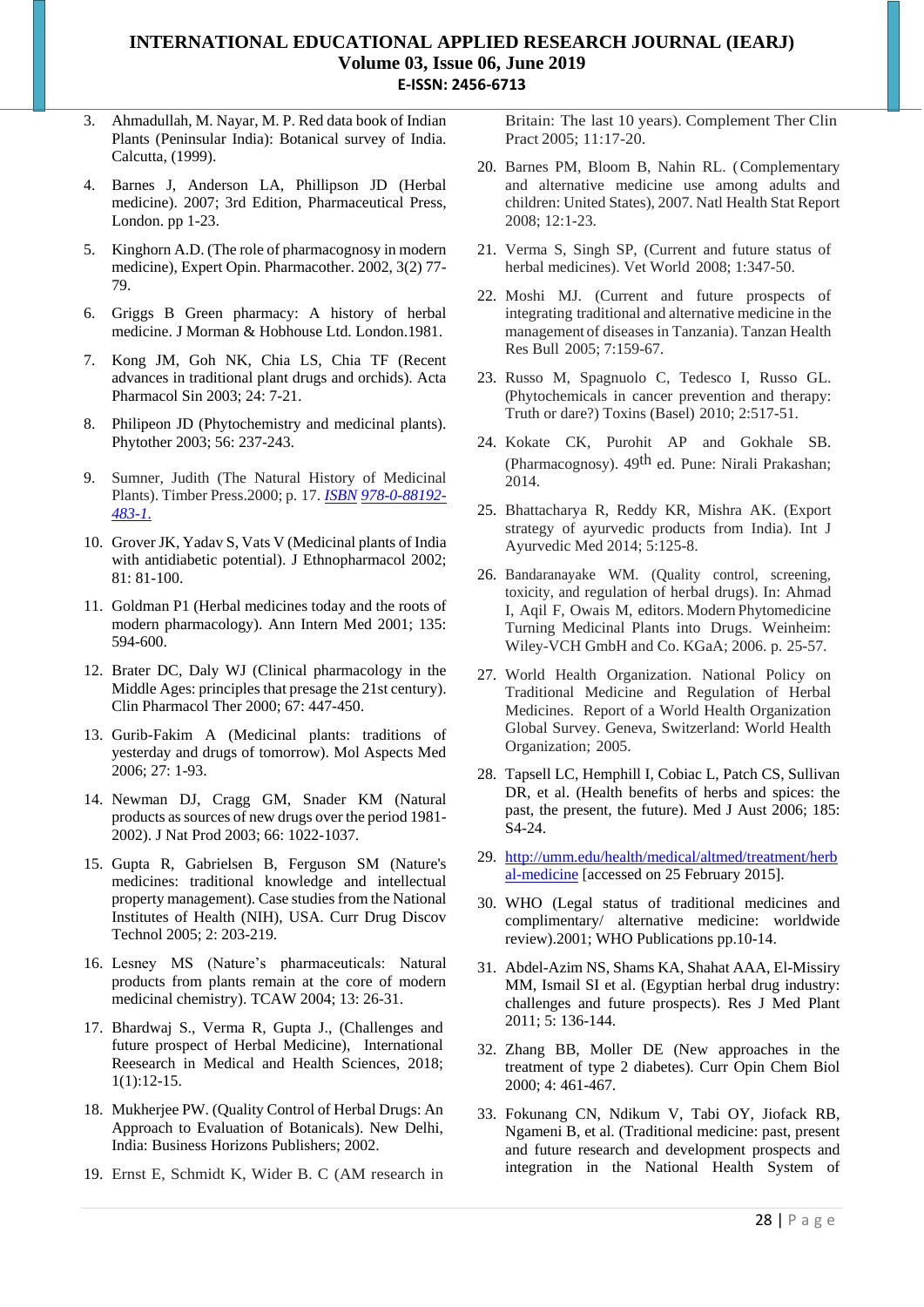3. Ahmadullah, M. Nayar, M. P. Red data book of Indian Plants (Peninsular India): Botanical survey of India. Calcutta, (1999).
4. Barnes J, Anderson LA, Phillipson JD (Herbal medicine). 2007; 3rd Edition, Pharmaceutical Press, London. pp 1-23.
5. Kinghorn A.D. (The role of pharmacognosy in modern medicine), Expert Opin. Pharmacother. 2002, 3(2) 77-79.
6. Griggs B Green pharmacy: A history of herbal medicine. J Morman & Hobhouse Ltd. London.1981.
7. Kong JM, Goh NK, Chia LS, Chia TF (Recent advances in traditional plant drugs and orchids). Acta Pharmacol Sin 2003; 24: 7-21.
8. Philipeon JD (Phytochemistry and medicinal plants). Phytother 2003; 56: 237-243.
9. Sumner, Judith (The Natural History of Medicinal Plants). Timber Press.2000; p. 17. *ISBN 978-0-88192-483-1.*
10. Grover JK, Yadav S, Vats V (Medicinal plants of India with antidiabetic potential). J Ethnopharmacol 2002; 81: 81-100.
11. Goldman P1 (Herbal medicines today and the roots of modern pharmacology). Ann Intern Med 2001; 135: 594-600.
12. Brater DC, Daly WJ (Clinical pharmacology in the Middle Ages: principles that presage the 21st century). Clin Pharmacol Ther 2000; 67: 447-450.
13. Gurib-Fakim A (Medicinal plants: traditions of yesterday and drugs of tomorrow). Mol Aspects Med 2006; 27: 1-93.
14. Newman DJ, Cragg GM, Snader KM (Natural products as sources of new drugs over the period 1981-2002). J Nat Prod 2003; 66: 1022-1037.
15. Gupta R, Gabrielsen B, Ferguson SM (Nature's medicines: traditional knowledge and intellectual property management). Case studies from the National Institutes of Health (NIH), USA. Curr Drug Discov Technol 2005; 2: 203-219.
16. Lesney MS (Nature's pharmaceuticals: Natural products from plants remain at the core of modern medicinal chemistry). TCAW 2004; 13: 26-31.
17. Bhardwaj S., Verma R, Gupta J., (Challenges and future prospect of Herbal Medicine), International Reesearch in Medical and Health Sciences, 2018; 1(1):12-15.
18. Mukherjee PW. (Quality Control of Herbal Drugs: An Approach to Evaluation of Botanicals). New Delhi, India: Business Horizons Publishers; 2002.
19. Ernst E, Schmidt K, Wider B. C (AM research in Britain: The last 10 years). Complement Ther Clin Pract 2005; 11:17-20.
20. Barnes PM, Bloom B, Nahin RL. (Complementary and alternative medicine use among adults and children: United States), 2007. Natl Health Stat Report 2008; 12:1-23.
21. Verma S, Singh SP, (Current and future status of herbal medicines). Vet World 2008; 1:347-50.
22. Moshi MJ. (Current and future prospects of integrating traditional and alternative medicine in the management of diseases in Tanzania). Tanzan Health Res Bull 2005; 7:159-67.
23. Russo M, Spagnuolo C, Tedesco I, Russo GL. (Phytochemicals in cancer prevention and therapy: Truth or dare?) Toxins (Basel) 2010; 2:517-51.
24. Kokate CK, Purohit AP and Gokhale SB. (Pharmacognosy). 49th ed. Pune: Nirali Prakashan; 2014.
25. Bhattacharya R, Reddy KR, Mishra AK. (Export strategy of ayurvedic products from India). Int J Ayurvedic Med 2014; 5:125-8.
26. Bandaranayake WM. (Quality control, screening, toxicity, and regulation of herbal drugs). In: Ahmad I, Aqil F, Owais M, editors. Modern Phytomedicine Turning Medicinal Plants into Drugs. Weinheim: Wiley-VCH GmbH and Co. KGaA; 2006. p. 25-57.
27. World Health Organization. National Policy on Traditional Medicine and Regulation of Herbal Medicines. Report of a World Health Organization Global Survey. Geneva, Switzerland: World Health Organization; 2005.
28. Tapsell LC, Hemphill I, Cobiac L, Patch CS, Sullivan DR, et al. (Health benefits of herbs and spices: the past, the present, the future). Med J Aust 2006; 185: S4-24.
29. http://umm.edu/health/medical/altmed/treatment/herbal-medicine [accessed on 25 February 2015].
30. WHO (Legal status of traditional medicines and complimentary/ alternative medicine: worldwide review).2001; WHO Publications pp.10-14.
31. Abdel-Azim NS, Shams KA, Shahat AAA, El-Missiry MM, Ismail SI et al. (Egyptian herbal drug industry: challenges and future prospects). Res J Med Plant 2011; 5: 136-144.
32. Zhang BB, Moller DE (New approaches in the treatment of type 2 diabetes). Curr Opin Chem Biol 2000; 4: 461-467.
33. Fokunang CN, Ndikum V, Tabi OY, Jiofack RB, Ngameni B, et al. (Traditional medicine: past, present and future research and development prospects and integration in the National Health System of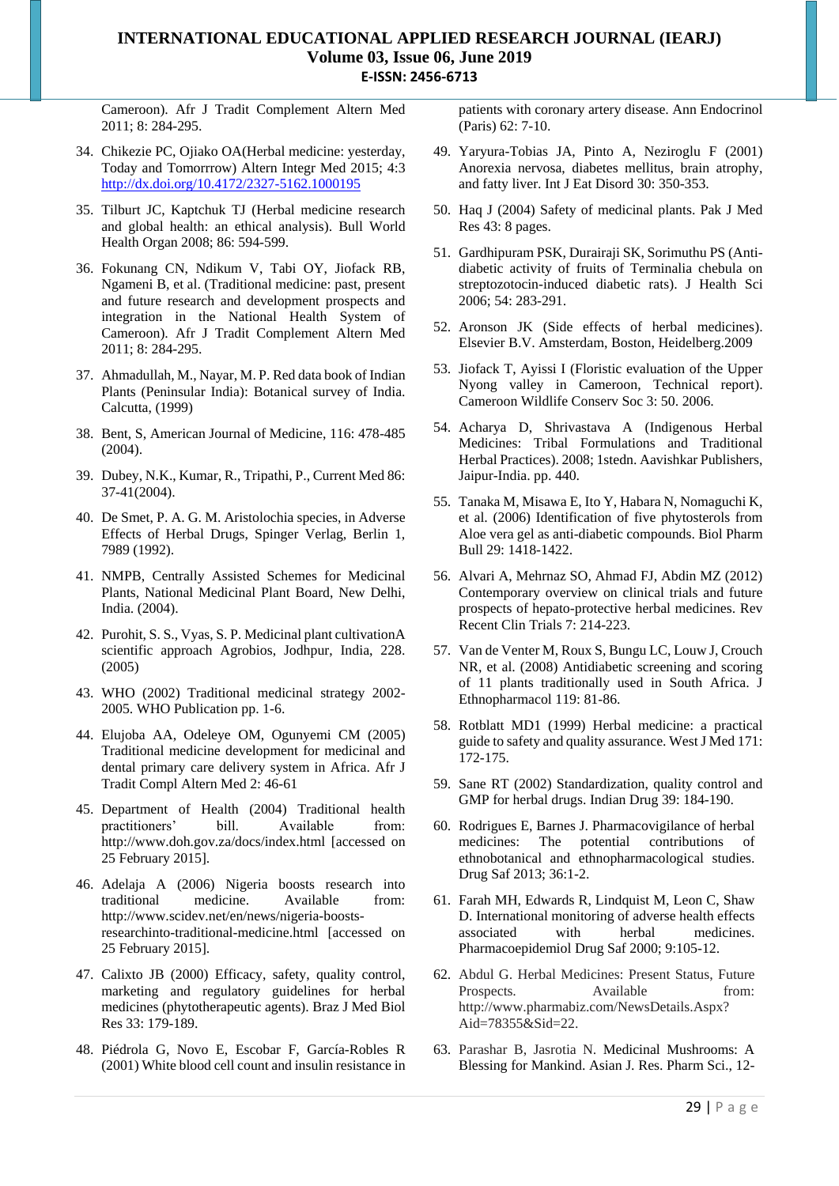Cameroon). Afr J Tradit Complement Altern Med 2011; 8: 284-295.

34. Chikezie PC, Ojiako OA(Herbal medicine: yesterday, Today and Tomorrrow) Altern Integr Med 2015; 4:3 http://dx.doi.org/10.4172/2327-5162.1000195
35. Tilburt JC, Kaptchuk TJ (Herbal medicine research and global health: an ethical analysis). Bull World Health Organ 2008; 86: 594-599.
36. Fokunang CN, Ndikum V, Tabi OY, Jiofack RB, Ngameni B, et al. (Traditional medicine: past, present and future research and development prospects and integration in the National Health System of Cameroon). Afr J Tradit Complement Altern Med 2011; 8: 284-295.
37. Ahmadullah, M., Nayar, M. P. Red data book of Indian Plants (Peninsular India): Botanical survey of India. Calcutta, (1999)
38. Bent, S, American Journal of Medicine, 116: 478-485 (2004).
39. Dubey, N.K., Kumar, R., Tripathi, P., Current Med 86: 37-41(2004).
40. De Smet, P. A. G. M. Aristolochia species, in Adverse Effects of Herbal Drugs, Spinger Verlag, Berlin 1, 7989 (1992).
41. NMPB, Centrally Assisted Schemes for Medicinal Plants, National Medicinal Plant Board, New Delhi, India. (2004).
42. Purohit, S. S., Vyas, S. P. Medicinal plant cultivationA scientific approach Agrobios, Jodhpur, India, 228. (2005)
43. WHO (2002) Traditional medicinal strategy 2002-2005. WHO Publication pp. 1-6.
44. Elujoba AA, Odeleye OM, Ogunyemi CM (2005) Traditional medicine development for medicinal and dental primary care delivery system in Africa. Afr J Tradit Compl Altern Med 2: 46-61
45. Department of Health (2004) Traditional health practitioners' bill. Available from: http://www.doh.gov.za/docs/index.html [accessed on 25 February 2015].
46. Adelaja A (2006) Nigeria boosts research into traditional medicine. Available from: http://www.scidev.net/en/news/nigeria-boosts-researchinto-traditional-medicine.html [accessed on 25 February 2015].
47. Calixto JB (2000) Efficacy, safety, quality control, marketing and regulatory guidelines for herbal medicines (phytotherapeutic agents). Braz J Med Biol Res 33: 179-189.
48. Piédrola G, Novo E, Escobar F, García-Robles R (2001) White blood cell count and insulin resistance in patients with coronary artery disease. Ann Endocrinol (Paris) 62: 7-10.
49. Yaryura-Tobias JA, Pinto A, Neziroglu F (2001) Anorexia nervosa, diabetes mellitus, brain atrophy, and fatty liver. Int J Eat Disord 30: 350-353.
50. Haq J (2004) Safety of medicinal plants. Pak J Med Res 43: 8 pages.
51. Gardhipuram PSK, Durairaji SK, Sorimuthu PS (Anti-diabetic activity of fruits of Terminalia chebula on streptozotocin-induced diabetic rats). J Health Sci 2006; 54: 283-291.
52. Aronson JK (Side effects of herbal medicines). Elsevier B.V. Amsterdam, Boston, Heidelberg.2009
53. Jiofack T, Ayissi I (Floristic evaluation of the Upper Nyong valley in Cameroon, Technical report). Cameroon Wildlife Conserv Soc 3: 50. 2006.
54. Acharya D, Shrivastava A (Indigenous Herbal Medicines: Tribal Formulations and Traditional Herbal Practices). 2008; 1stedn. Aavishkar Publishers, Jaipur-India. pp. 440.
55. Tanaka M, Misawa E, Ito Y, Habara N, Nomaguchi K, et al. (2006) Identification of five phytosterols from Aloe vera gel as anti-diabetic compounds. Biol Pharm Bull 29: 1418-1422.
56. Alvari A, Mehrnaz SO, Ahmad FJ, Abdin MZ (2012) Contemporary overview on clinical trials and future prospects of hepato-protective herbal medicines. Rev Recent Clin Trials 7: 214-223.
57. Van de Venter M, Roux S, Bungu LC, Louw J, Crouch NR, et al. (2008) Antidiabetic screening and scoring of 11 plants traditionally used in South Africa. J Ethnopharmacol 119: 81-86.
58. Rotblatt MD1 (1999) Herbal medicine: a practical guide to safety and quality assurance. West J Med 171: 172-175.
59. Sane RT (2002) Standardization, quality control and GMP for herbal drugs. Indian Drug 39: 184-190.
60. Rodrigues E, Barnes J. Pharmacovigilance of herbal medicines: The potential contributions of ethnobotanical and ethnopharmacological studies. Drug Saf 2013; 36:1-2.
61. Farah MH, Edwards R, Lindquist M, Leon C, Shaw D. International monitoring of adverse health effects associated with herbal medicines. Pharmacoepidemiol Drug Saf 2000; 9:105-12.
62. Abdul G. Herbal Medicines: Present Status, Future Prospects. Available from: http://www.pharmabiz.com/NewsDetails.Aspx?Aid=78355&Sid=22.
63. Parashar B, Jasrotia N. Medicinal Mushrooms: A Blessing for Mankind. Asian J. Res. Pharm Sci., 12-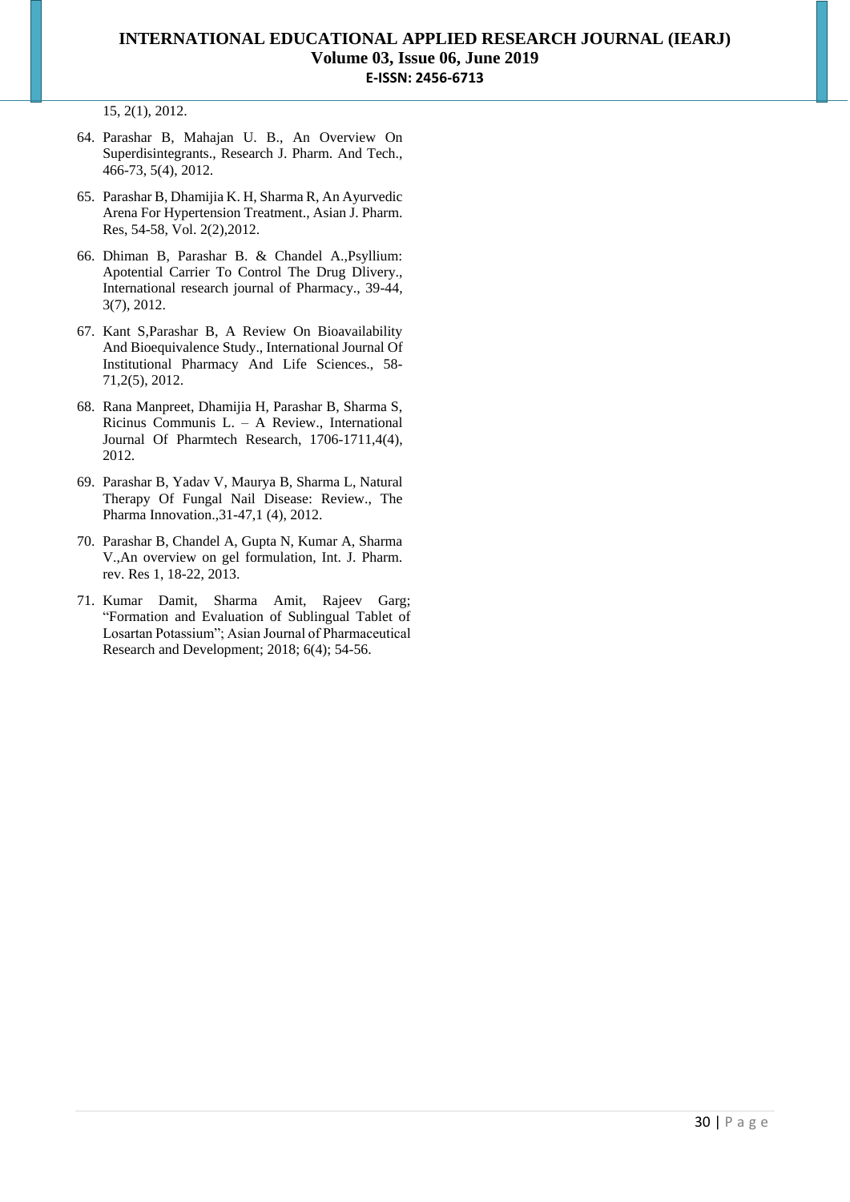15, 2(1), 2012.

64. Parashar B, Mahajan U. B., An Overview On Superdisintegrants., Research J. Pharm. And Tech., 466-73, 5(4), 2012.
65. Parashar B, Dhamijia K. H, Sharma R, An Ayurvedic Arena For Hypertension Treatment., Asian J. Pharm. Res, 54-58, Vol. 2(2),2012.
66. Dhiman B, Parashar B. & Chandel A.,Psyllium: Apotential Carrier To Control The Drug Dlivery., International research journal of Pharmacy., 39-44, 3(7), 2012.
67. Kant S,Parashar B, A Review On Bioavailability And Bioequivalence Study., International Journal Of Institutional Pharmacy And Life Sciences., 58-71,2(5), 2012.
68. Rana Manpreet, Dhamijia H, Parashar B, Sharma S, Ricinus Communis L. – A Review., International Journal Of Pharmtech Research, 1706-1711,4(4), 2012.
69. Parashar B, Yadav V, Maurya B, Sharma L, Natural Therapy Of Fungal Nail Disease: Review., The Pharma Innovation.,31-47,1 (4), 2012.
70. Parashar B, Chandel A, Gupta N, Kumar A, Sharma V.,An overview on gel formulation, Int. J. Pharm. rev. Res 1, 18-22, 2013.
71. Kumar Damit, Sharma Amit, Rajeev Garg; "Formation and Evaluation of Sublingual Tablet of Losartan Potassium"; Asian Journal of Pharmaceutical Research and Development; 2018; 6(4); 54-56.